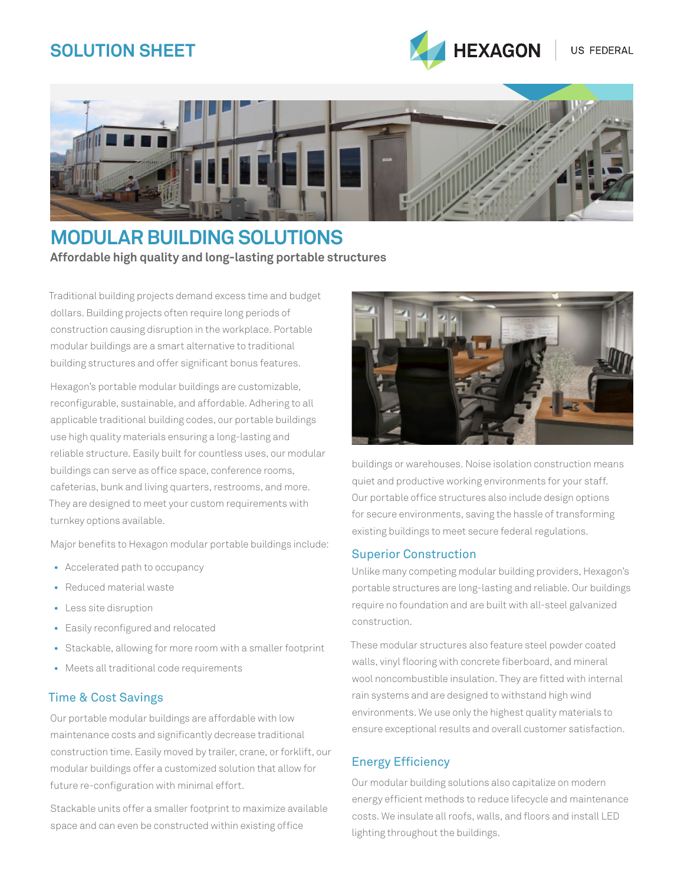SOLUTION SHEET

HEXAGON | US FEDERAL

# MODULAR BUILDING SOLUTIONS

**Affordable high quality and long-lasting portable structures**

Traditional building projects demand excess time and budget dollars. Building projects often require long periods of construction causing disruption in the workplace. Portable modular buildings are a smart alternative to traditional building structures and offer significant bonus features.

Hexagon's portable modular buildings are customizable, reconfigurable, sustainable, and affordable. Adhering to all applicable traditional building codes, our portable buildings use high quality materials ensuring a long-lasting and reliable structure. Easily built for countless uses, our modular buildings can serve as office space, conference rooms, cafeterias, bunk and living quarters, restrooms, and more. They are designed to meet your custom requirements with turnkey options available.

Major benefits to Hexagon modular portable buildings include:

- Accelerated path to occupancy
- Reduced material waste
- Less site disruption
- Easily reconfigured and relocated
- Stackable, allowing for more room with a smaller footprint
- Meets all traditional code requirements

## Time & Cost Savings

Our portable modular buildings are affordable with low maintenance costs and significantly decrease traditional construction time. Easily moved by trailer, crane, or forklift, our modular buildings offer a customized solution that allow for future re-configuration with minimal effort.

Stackable units offer a smaller footprint to maximize available space and can even be constructed within existing office buildings or warehouses. Noise isolation construction means quiet and productive working environments for your staff. Our portable office structures also include design options for secure environments, saving the hassle of transforming existing buildings to meet secure federal regulations.

## Superior Construction

Unlike many competing modular building providers, Hexagon's portable structures are long-lasting and reliable. Our buildings require no foundation and are built with all-steel galvanized construction.

These modular structures also feature steel powder coated walls, vinyl flooring with concrete fiberboard, and mineral wool noncombustible insulation. They are fitted with internal rain systems and are designed to withstand high wind environments. We use only the highest quality materials to ensure exceptional results and overall customer satisfaction.

## Energy Efficiency

Our modular building solutions also capitalize on modern energy efficient methods to reduce lifecycle and maintenance costs. We insulate all roofs, walls, and floors and install LED lighting throughout the buildings.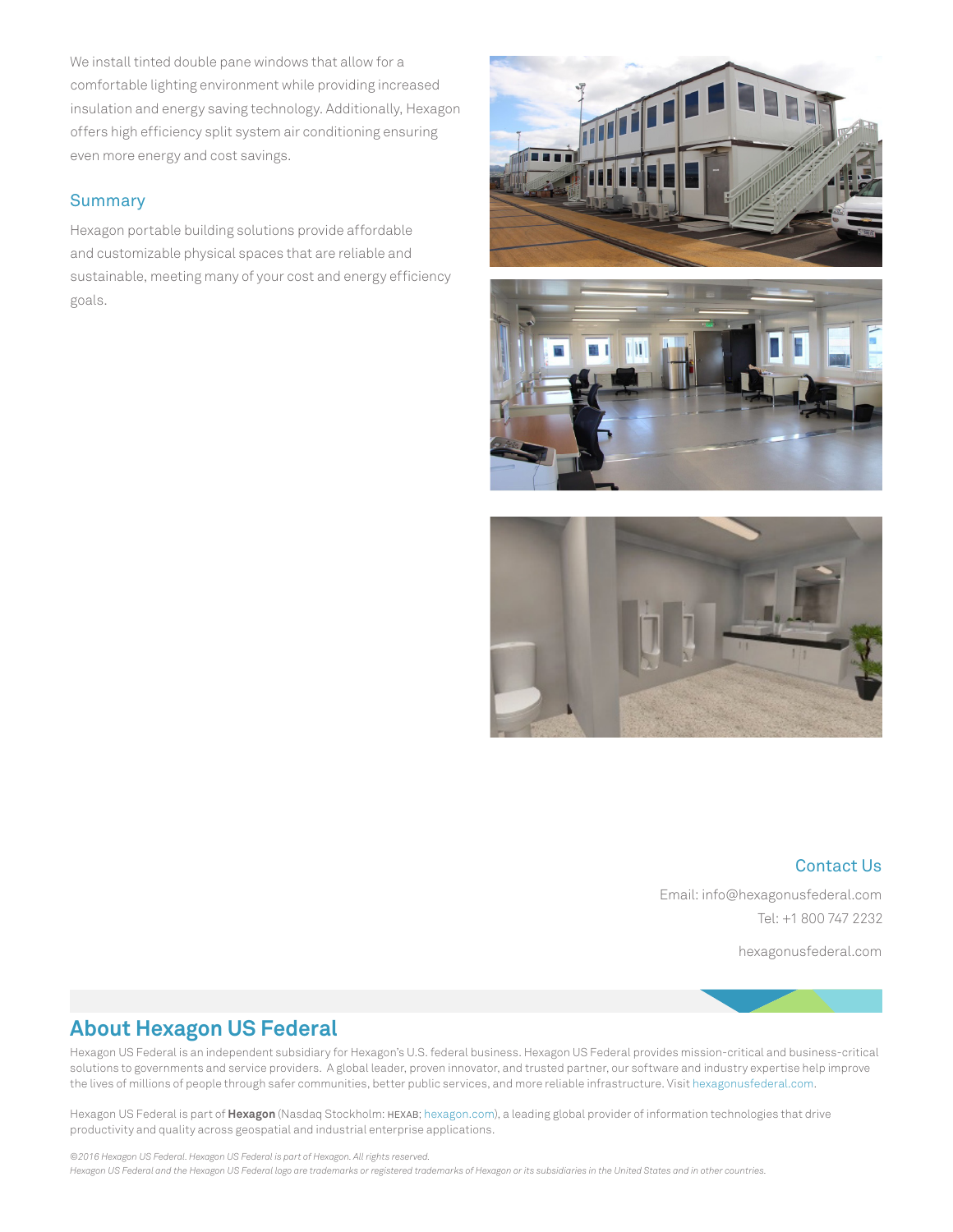We install tinted double pane windows that allow for a comfortable lighting environment while providing increased insulation and energy saving technology. Additionally, Hexagon offers high efficiency split system air conditioning ensuring even more energy and cost savings.

## Summary

Hexagon portable building solutions provide affordable and customizable physical spaces that are reliable and sustainable, meeting many of your cost and energy efficiency goals.

## Contact Us

Email: info@hexagonusfederal.com
Tel: +1 800 747 2232

hexagonusfederal.com

## About Hexagon US Federal

Hexagon US Federal is an independent subsidiary for Hexagon's U.S. federal business. Hexagon US Federal provides mission-critical and business-critical solutions to governments and service providers. A global leader, proven innovator, and trusted partner, our software and industry expertise help improve the lives of millions of people through safer communities, better public services, and more reliable infrastructure. Visit hexagonusfederal.com.

Hexagon US Federal is part of **Hexagon** (Nasdaq Stockholm: HEXAB; hexagon.com), a leading global provider of information technologies that drive productivity and quality across geospatial and industrial enterprise applications.

*©2016 Hexagon US Federal. Hexagon US Federal is part of Hexagon. All rights reserved.*
*Hexagon US Federal and the Hexagon US Federal logo are trademarks or registered trademarks of Hexagon or its subsidiaries in the United States and in other countries.*